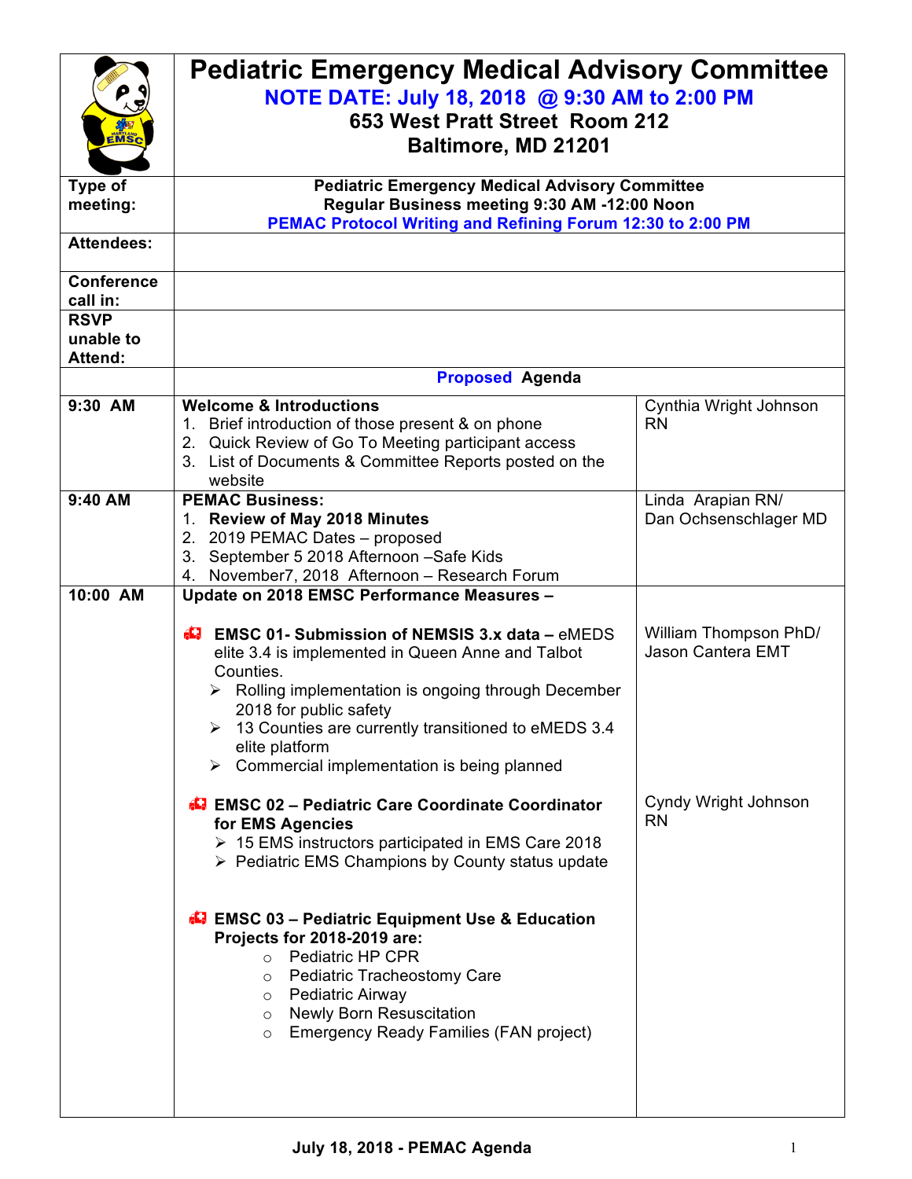# Pediatric Emergency Medical Advisory Committee

**NOTE DATE: July 18, 2018 @ 9:30 AM to 2:00 PM**

**653 West Pratt Street Room 212**

**Baltimore, MD 21201**

| | | |
|---|---|---|
| **Type of meeting:** | **Pediatric Emergency Medical Advisory Committee**<br>**Regular Business meeting 9:30 AM -12:00 Noon**<br>**PEMAC Protocol Writing and Refining Forum 12:30 to 2:00 PM** | |
| **Attendees:** | | |
| **Conference call in:** | | |
| **RSVP unable to Attend:** | | |
| | **Proposed Agenda** | |
| **9:30 AM** | **Welcome & Introductions**<br>1. Brief introduction of those present & on phone<br>2. Quick Review of Go To Meeting participant access<br>3. List of Documents & Committee Reports posted on the website | Cynthia Wright Johnson RN |
| **9:40 AM** | **PEMAC Business:**<br>1. **Review of May 2018 Minutes**<br>2. 2019 PEMAC Dates – proposed<br>3. September 5 2018 Afternoon –Safe Kids<br>4. November7, 2018 Afternoon – Research Forum | Linda Arapian RN/ Dan Ochsenschlager MD |
| **10:00 AM** | **Update on 2018 EMSC Performance Measures –**<br><br>**EMSC 01- Submission of NEMSIS 3.x data –** eMEDS elite 3.4 is implemented in Queen Anne and Talbot Counties.<br>➢ Rolling implementation is ongoing through December 2018 for public safety<br>➢ 13 Counties are currently transitioned to eMEDS 3.4 elite platform<br>➢ Commercial implementation is being planned | William Thompson PhD/ Jason Cantera EMT |
| | **EMSC 02 – Pediatric Care Coordinate Coordinator for EMS Agencies**<br>➢ 15 EMS instructors participated in EMS Care 2018<br>➢ Pediatric EMS Champions by County status update | Cyndy Wright Johnson RN |
| | **EMSC 03 – Pediatric Equipment Use & Education Projects for 2018-2019 are:**<br>○ Pediatric HP CPR<br>○ Pediatric Tracheostomy Care<br>○ Pediatric Airway<br>○ Newly Born Resuscitation<br>○ Emergency Ready Families (FAN project) | |

**July 18, 2018 - PEMAC Agenda**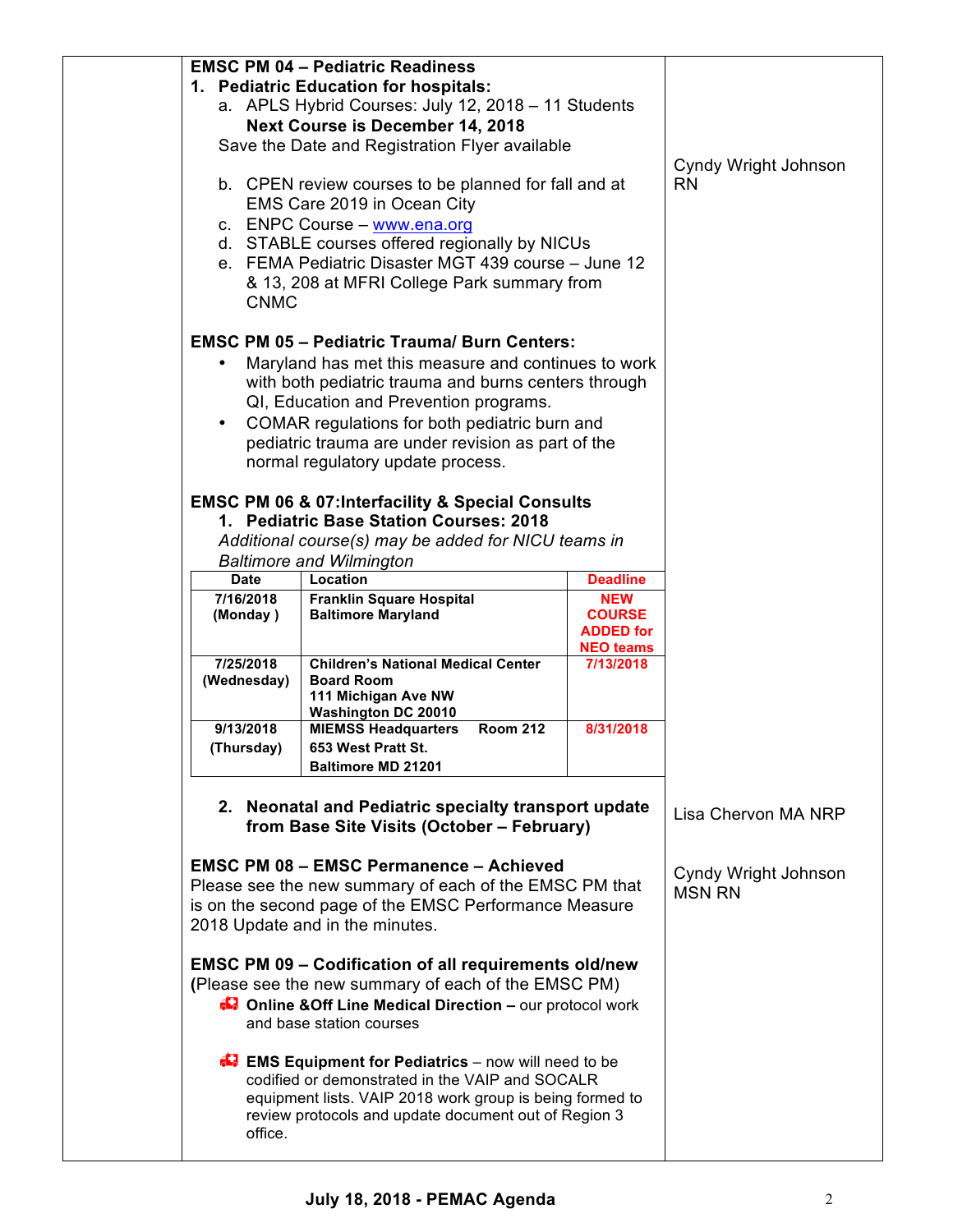| | Item | Presenter |
|---|---|---|
| | **EMSC PM 04 – Pediatric Readiness** | |

**EMSC PM 04 – Pediatric Readiness**

1. **Pediatric Education for hospitals:**
   a. APLS Hybrid Courses: July 12, 2018 – 11 Students
      **Next Course is December 14, 2018**
      Save the Date and Registration Flyer available
   b. CPEN review courses to be planned for fall and at EMS Care 2019 in Ocean City
   c. ENPC Course – www.ena.org
   d. STABLE courses offered regionally by NICUs
   e. FEMA Pediatric Disaster MGT 439 course – June 12 & 13, 208 at MFRI College Park summary from CNMC

*Cyndy Wright Johnson RN*

**EMSC PM 05 – Pediatric Trauma/ Burn Centers:**

- Maryland has met this measure and continues to work with both pediatric trauma and burns centers through QI, Education and Prevention programs.
- COMAR regulations for both pediatric burn and pediatric trauma are under revision as part of the normal regulatory update process.

**EMSC PM 06 & 07:Interfacility & Special Consults**

1. **Pediatric Base Station Courses: 2018**
   *Additional course(s) may be added for NICU teams in Baltimore and Wilmington*

| Date | Location | Deadline |
|---|---|---|
| **7/16/2018 (Monday )** | **Franklin Square Hospital Baltimore Maryland** | **NEW COURSE ADDED for NEO teams** |
| **7/25/2018 (Wednesday)** | **Children's National Medical Center Board Room 111 Michigan Ave NW Washington DC 20010** | **7/13/2018** |
| **9/13/2018 (Thursday)** | **MIEMSS Headquarters Room 212 653 West Pratt St. Baltimore MD 21201** | **8/31/2018** |

2. **Neonatal and Pediatric specialty transport update from Base Site Visits (October – February)**

*Lisa Chervon MA NRP*

**EMSC PM 08 – EMSC Permanence – Achieved**
Please see the new summary of each of the EMSC PM that is on the second page of the EMSC Performance Measure 2018 Update and in the minutes.

*Cyndy Wright Johnson MSN RN*

**EMSC PM 09 – Codification of all requirements old/new**
(Please see the new summary of each of the EMSC PM)

- **Online &Off Line Medical Direction –** our protocol work and base station courses
- **EMS Equipment for Pediatrics** – now will need to be codified or demonstrated in the VAIP and SOCALR equipment lists. VAIP 2018 work group is being formed to review protocols and update document out of Region 3 office.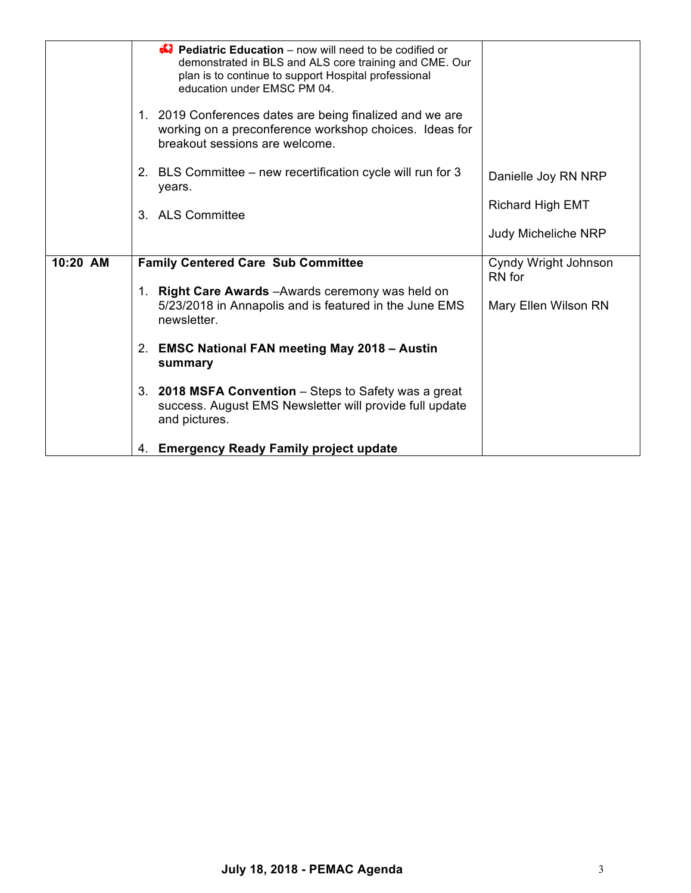| | | |
|---|---|---|
| | **Pediatric Education** – now will need to be codified or demonstrated in BLS and ALS core training and CME. Our plan is to continue to support Hospital professional education under EMSC PM 04.<br><br>1. 2019 Conferences dates are being finalized and we are working on a preconference workshop choices. Ideas for breakout sessions are welcome.<br><br>2. BLS Committee – new recertification cycle will run for 3 years.<br><br>3. ALS Committee | Danielle Joy RN NRP<br><br>Richard High EMT<br><br>Judy Micheliche NRP |
| **10:20 AM** | **Family Centered Care Sub Committee**<br><br>1. **Right Care Awards** –Awards ceremony was held on 5/23/2018 in Annapolis and is featured in the June EMS newsletter.<br><br>2. **EMSC National FAN meeting May 2018 – Austin summary**<br><br>3. **2018 MSFA Convention** – Steps to Safety was a great success. August EMS Newsletter will provide full update and pictures.<br><br>4. **Emergency Ready Family project update** | Cyndy Wright Johnson RN for<br><br>Mary Ellen Wilson RN |

**July 18, 2018 - PEMAC Agenda**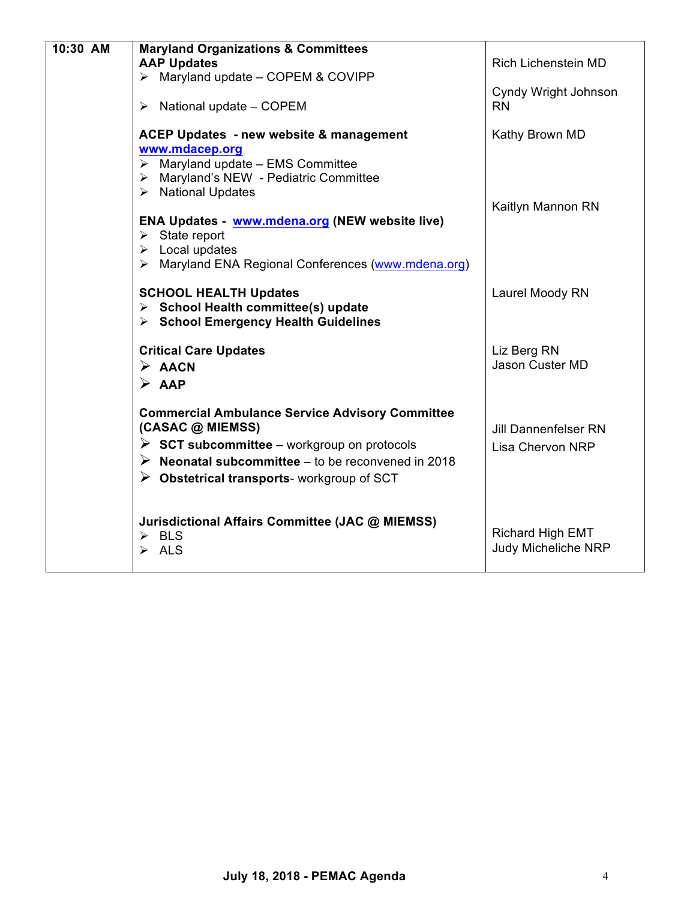| 10:30 AM | **Maryland Organizations & Committees**<br>**AAP Updates**<br>➢ Maryland update – COPEM & COVIPP<br><br>➢ National update – COPEM<br><br>**ACEP Updates - new website & management** **www.mdacep.org**<br>➢ Maryland update – EMS Committee<br>➢ Maryland's NEW - Pediatric Committee<br>➢ National Updates<br><br>**ENA Updates - www.mdena.org (NEW website live)**<br>➢ State report<br>➢ Local updates<br>➢ Maryland ENA Regional Conferences (www.mdena.org)<br><br>**SCHOOL HEALTH Updates**<br>➢ **School Health committee(s) update**<br>➢ **School Emergency Health Guidelines**<br><br>**Critical Care Updates**<br>➢ **AACN**<br>➢ **AAP**<br><br>**Commercial Ambulance Service Advisory Committee (CASAC @ MIEMSS)**<br>➢ **SCT subcommittee** – workgroup on protocols<br>➢ **Neonatal subcommittee** – to be reconvened in 2018<br>➢ **Obstetrical transports**- workgroup of SCT<br><br>**Jurisdictional Affairs Committee (JAC @ MIEMSS)**<br>➢ BLS<br>➢ ALS | Rich Lichenstein MD<br><br>Cyndy Wright Johnson RN<br><br>Kathy Brown MD<br><br>Kaitlyn Mannon RN<br><br>Laurel Moody RN<br><br>Liz Berg RN<br>Jason Custer MD<br><br>Jill Dannenfelser RN<br>Lisa Chervon NRP<br><br>Richard High EMT<br>Judy Micheliche NRP |
|---|---|---|

**July 18, 2018 - PEMAC Agenda**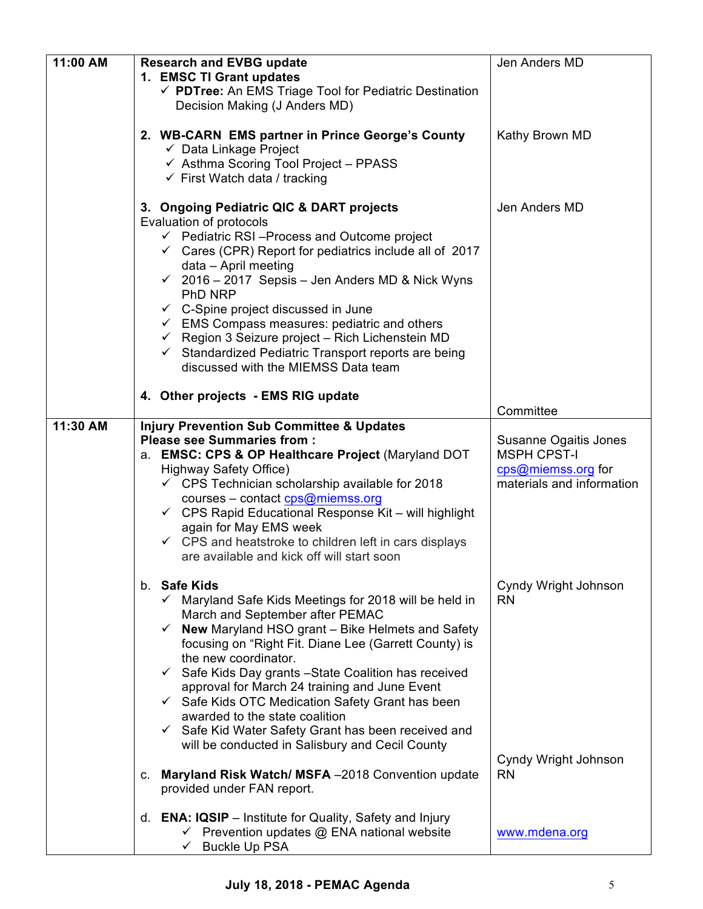| | | |
|---|---|---|
| **11:00 AM** | **Research and EVBG update**<br>**1. EMSC TI Grant updates**<br>✓ **PDTree:** An EMS Triage Tool for Pediatric Destination Decision Making (J Anders MD) | Jen Anders MD |
| | **2. WB-CARN EMS partner in Prince George's County**<br>✓ Data Linkage Project<br>✓ Asthma Scoring Tool Project – PPASS<br>✓ First Watch data / tracking | Kathy Brown MD |
| | **3. Ongoing Pediatric QIC & DART projects**<br>Evaluation of protocols<br>✓ Pediatric RSI –Process and Outcome project<br>✓ Cares (CPR) Report for pediatrics include all of 2017 data – April meeting<br>✓ 2016 – 2017 Sepsis – Jen Anders MD & Nick Wyns PhD NRP<br>✓ C-Spine project discussed in June<br>✓ EMS Compass measures: pediatric and others<br>✓ Region 3 Seizure project – Rich Lichenstein MD<br>✓ Standardized Pediatric Transport reports are being discussed with the MIEMSS Data team | Jen Anders MD |
| | **4. Other projects - EMS RIG update** | Committee |
| **11:30 AM** | **Injury Prevention Sub Committee & Updates**<br>**Please see Summaries from :**<br>a. **EMSC: CPS & OP Healthcare Project** (Maryland DOT Highway Safety Office)<br>✓ CPS Technician scholarship available for 2018 courses – contact cps@miemss.org<br>✓ CPS Rapid Educational Response Kit – will highlight again for May EMS week<br>✓ CPS and heatstroke to children left in cars displays are available and kick off will start soon | Susanne Ogaitis Jones MSPH CPST-I<br>cps@miemss.org for materials and information |
| | b. **Safe Kids**<br>✓ Maryland Safe Kids Meetings for 2018 will be held in March and September after PEMAC<br>✓ **New** Maryland HSO grant – Bike Helmets and Safety focusing on "Right Fit. Diane Lee (Garrett County) is the new coordinator.<br>✓ Safe Kids Day grants –State Coalition has received approval for March 24 training and June Event<br>✓ Safe Kids OTC Medication Safety Grant has been awarded to the state coalition<br>✓ Safe Kid Water Safety Grant has been received and will be conducted in Salisbury and Cecil County | Cyndy Wright Johnson RN |
| | c. **Maryland Risk Watch/ MSFA** –2018 Convention update provided under FAN report. | Cyndy Wright Johnson RN |
| | d. **ENA: IQSIP** – Institute for Quality, Safety and Injury<br>✓ Prevention updates @ ENA national website<br>✓ Buckle Up PSA | www.mdena.org |

**July 18, 2018 - PEMAC Agenda**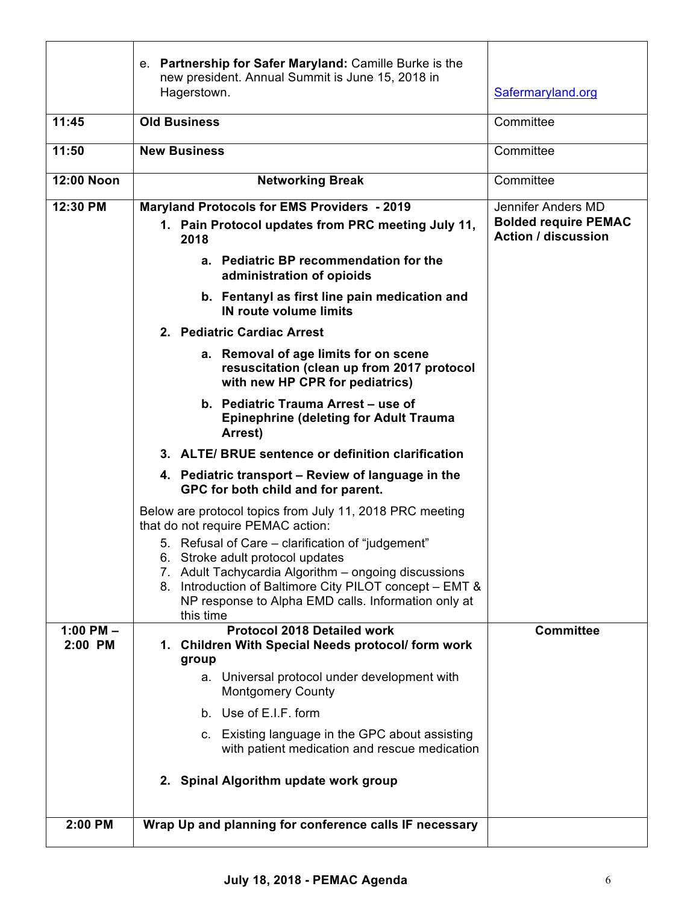| | | |
|---|---|---|
| | e. **Partnership for Safer Maryland:** Camille Burke is the new president. Annual Summit is June 15, 2018 in Hagerstown. | Safermaryland.org |
| **11:45** | **Old Business** | Committee |
| **11:50** | **New Business** | Committee |
| **12:00 Noon** | **Networking Break** | Committee |
| **12:30 PM** | **Maryland Protocols for EMS Providers - 2019**<br>1. **Pain Protocol updates from PRC meeting July 11, 2018**<br>a. **Pediatric BP recommendation for the administration of opioids**<br>b. **Fentanyl as first line pain medication and IN route volume limits**<br>2. **Pediatric Cardiac Arrest**<br>a. **Removal of age limits for on scene resuscitation (clean up from 2017 protocol with new HP CPR for pediatrics)**<br>b. **Pediatric Trauma Arrest – use of Epinephrine (deleting for Adult Trauma Arrest)**<br>3. **ALTE/ BRUE sentence or definition clarification**<br>4. **Pediatric transport – Review of language in the GPC for both child and for parent.**<br>Below are protocol topics from July 11, 2018 PRC meeting that do not require PEMAC action:<br>5. Refusal of Care – clarification of "judgement"<br>6. Stroke adult protocol updates<br>7. Adult Tachycardia Algorithm – ongoing discussions<br>8. Introduction of Baltimore City PILOT concept – EMT & NP response to Alpha EMD calls. Information only at this time | Jennifer Anders MD<br>**Bolded require PEMAC Action / discussion** |
| **1:00 PM – 2:00 PM** | **Protocol 2018 Detailed work**<br>1. **Children With Special Needs protocol/ form work group**<br>a. Universal protocol under development with Montgomery County<br>b. Use of E.I.F. form<br>c. Existing language in the GPC about assisting with patient medication and rescue medication<br>2. **Spinal Algorithm update work group** | **Committee** |
| **2:00 PM** | **Wrap Up and planning for conference calls IF necessary** | |

**July 18, 2018 - PEMAC Agenda**